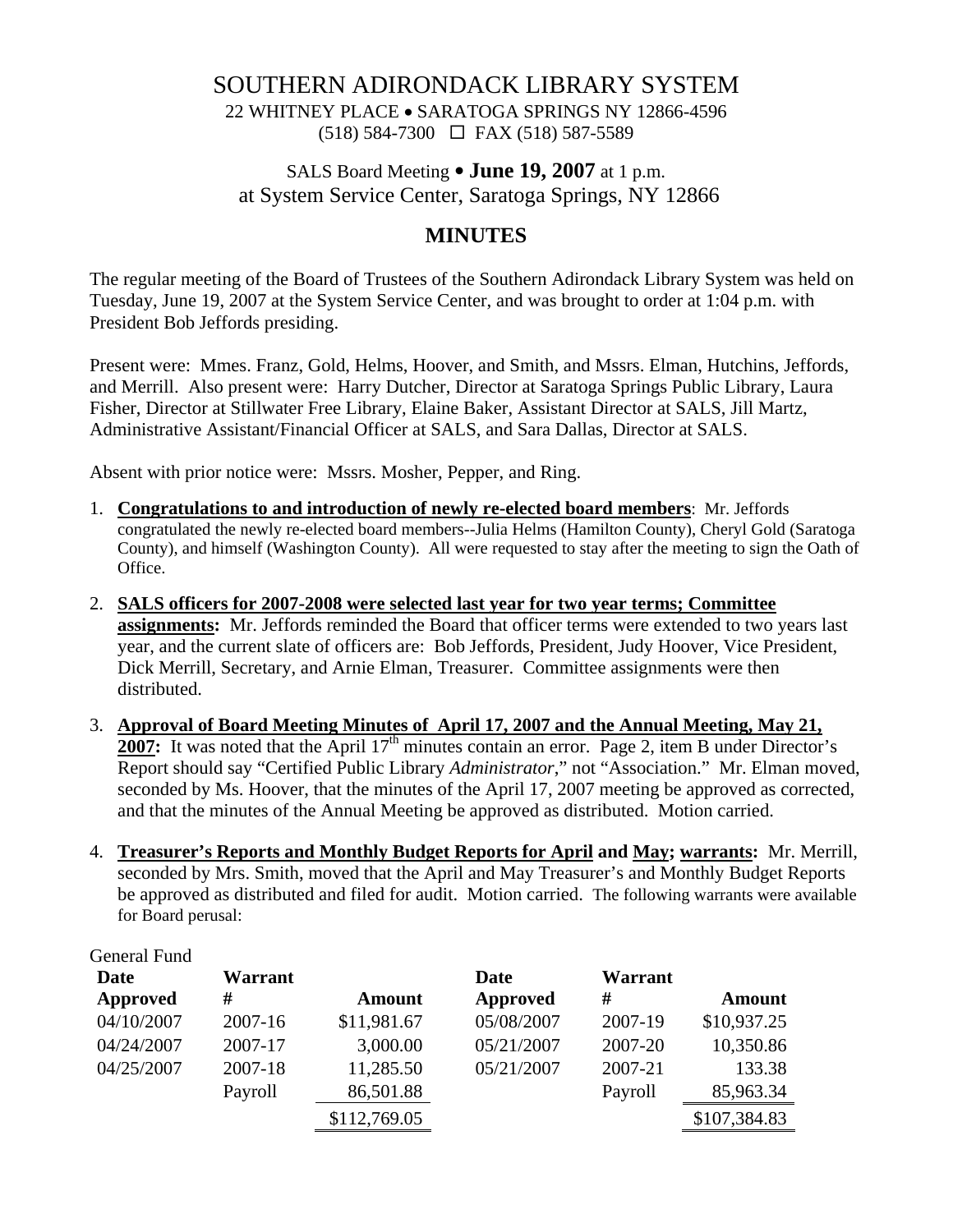# SOUTHERN ADIRONDACK LIBRARY SYSTEM

22 WHITNEY PLACE • SARATOGA SPRINGS NY 12866-4596
(518) 584-7300 ☐ FAX (518) 587-5589

SALS Board Meeting • **June 19, 2007** at 1 p.m.
at System Service Center, Saratoga Springs, NY 12866

## MINUTES

The regular meeting of the Board of Trustees of the Southern Adirondack Library System was held on Tuesday, June 19, 2007 at the System Service Center, and was brought to order at 1:04 p.m. with President Bob Jeffords presiding.

Present were: Mmes. Franz, Gold, Helms, Hoover, and Smith, and Mssrs. Elman, Hutchins, Jeffords, and Merrill. Also present were: Harry Dutcher, Director at Saratoga Springs Public Library, Laura Fisher, Director at Stillwater Free Library, Elaine Baker, Assistant Director at SALS, Jill Martz, Administrative Assistant/Financial Officer at SALS, and Sara Dallas, Director at SALS.

Absent with prior notice were: Mssrs. Mosher, Pepper, and Ring.

1. **Congratulations to and introduction of newly re-elected board members**: Mr. Jeffords congratulated the newly re-elected board members--Julia Helms (Hamilton County), Cheryl Gold (Saratoga County), and himself (Washington County). All were requested to stay after the meeting to sign the Oath of Office.
2. **SALS officers for 2007-2008 were selected last year for two year terms; Committee assignments:** Mr. Jeffords reminded the Board that officer terms were extended to two years last year, and the current slate of officers are: Bob Jeffords, President, Judy Hoover, Vice President, Dick Merrill, Secretary, and Arnie Elman, Treasurer. Committee assignments were then distributed.
3. **Approval of Board Meeting Minutes of April 17, 2007 and the Annual Meeting, May 21, 2007:** It was noted that the April 17th minutes contain an error. Page 2, item B under Director's Report should say "Certified Public Library *Administrator*," not "Association." Mr. Elman moved, seconded by Ms. Hoover, that the minutes of the April 17, 2007 meeting be approved as corrected, and that the minutes of the Annual Meeting be approved as distributed. Motion carried.
4. **Treasurer's Reports and Monthly Budget Reports for April and May; warrants:** Mr. Merrill, seconded by Mrs. Smith, moved that the April and May Treasurer's and Monthly Budget Reports be approved as distributed and filed for audit. Motion carried. The following warrants were available for Board perusal:

General Fund

| Date Approved | Warrant # | Amount | Date Approved | Warrant # | Amount |
|---|---|---|---|---|---|
| 04/10/2007 | 2007-16 | $11,981.67 | 05/08/2007 | 2007-19 | $10,937.25 |
| 04/24/2007 | 2007-17 | 3,000.00 | 05/21/2007 | 2007-20 | 10,350.86 |
| 04/25/2007 | 2007-18 | 11,285.50 | 05/21/2007 | 2007-21 | 133.38 |
| | Payroll | 86,501.88 | | Payroll | 85,963.34 |
| | | $112,769.05 | | | $107,384.83 |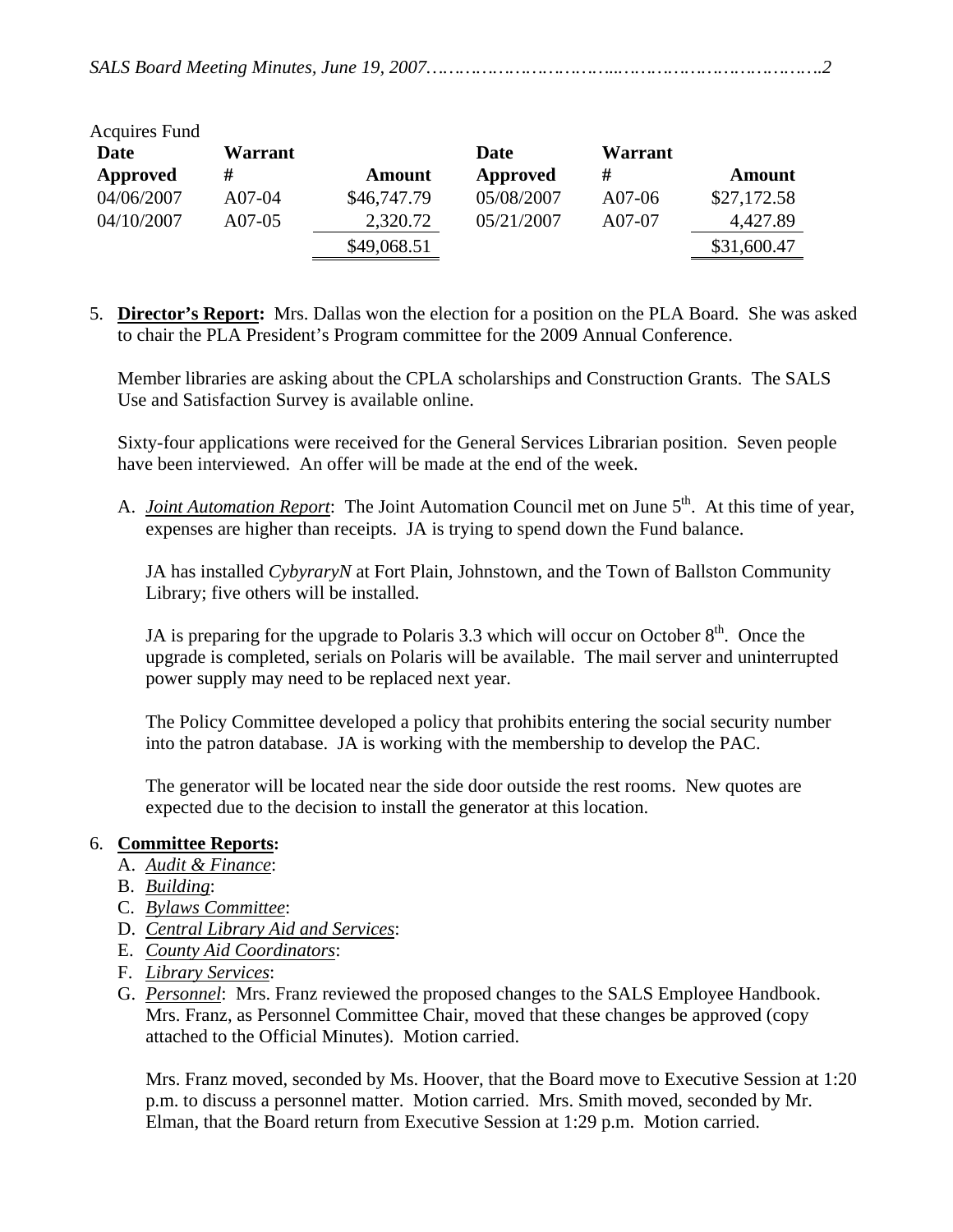Acquires Fund

| Date Approved | Warrant # | Amount | Date Approved | Warrant # | Amount |
|---|---|---|---|---|---|
| 04/06/2007 | A07-04 | $46,747.79 | 05/08/2007 | A07-06 | $27,172.58 |
| 04/10/2007 | A07-05 | 2,320.72 | 05/21/2007 | A07-07 | 4,427.89 |
| | | $49,068.51 | | | $31,600.47 |

5. **Director's Report:** Mrs. Dallas won the election for a position on the PLA Board. She was asked to chair the PLA President's Program committee for the 2009 Annual Conference.

   Member libraries are asking about the CPLA scholarships and Construction Grants. The SALS Use and Satisfaction Survey is available online.

   Sixty-four applications were received for the General Services Librarian position. Seven people have been interviewed. An offer will be made at the end of the week.

   A. *Joint Automation Report*: The Joint Automation Council met on June 5th. At this time of year, expenses are higher than receipts. JA is trying to spend down the Fund balance.

      JA has installed *CybraryN* at Fort Plain, Johnstown, and the Town of Ballston Community Library; five others will be installed.

      JA is preparing for the upgrade to Polaris 3.3 which will occur on October 8th. Once the upgrade is completed, serials on Polaris will be available. The mail server and uninterrupted power supply may need to be replaced next year.

      The Policy Committee developed a policy that prohibits entering the social security number into the patron database. JA is working with the membership to develop the PAC.

      The generator will be located near the side door outside the rest rooms. New quotes are expected due to the decision to install the generator at this location.

6. **Committee Reports:**
   A. *Audit & Finance*:
   B. *Building*:
   C. *Bylaws Committee*:
   D. *Central Library Aid and Services*:
   E. *County Aid Coordinators*:
   F. *Library Services*:
   G. *Personnel*: Mrs. Franz reviewed the proposed changes to the SALS Employee Handbook. Mrs. Franz, as Personnel Committee Chair, moved that these changes be approved (copy attached to the Official Minutes). Motion carried.

      Mrs. Franz moved, seconded by Ms. Hoover, that the Board move to Executive Session at 1:20 p.m. to discuss a personnel matter. Motion carried. Mrs. Smith moved, seconded by Mr. Elman, that the Board return from Executive Session at 1:29 p.m. Motion carried.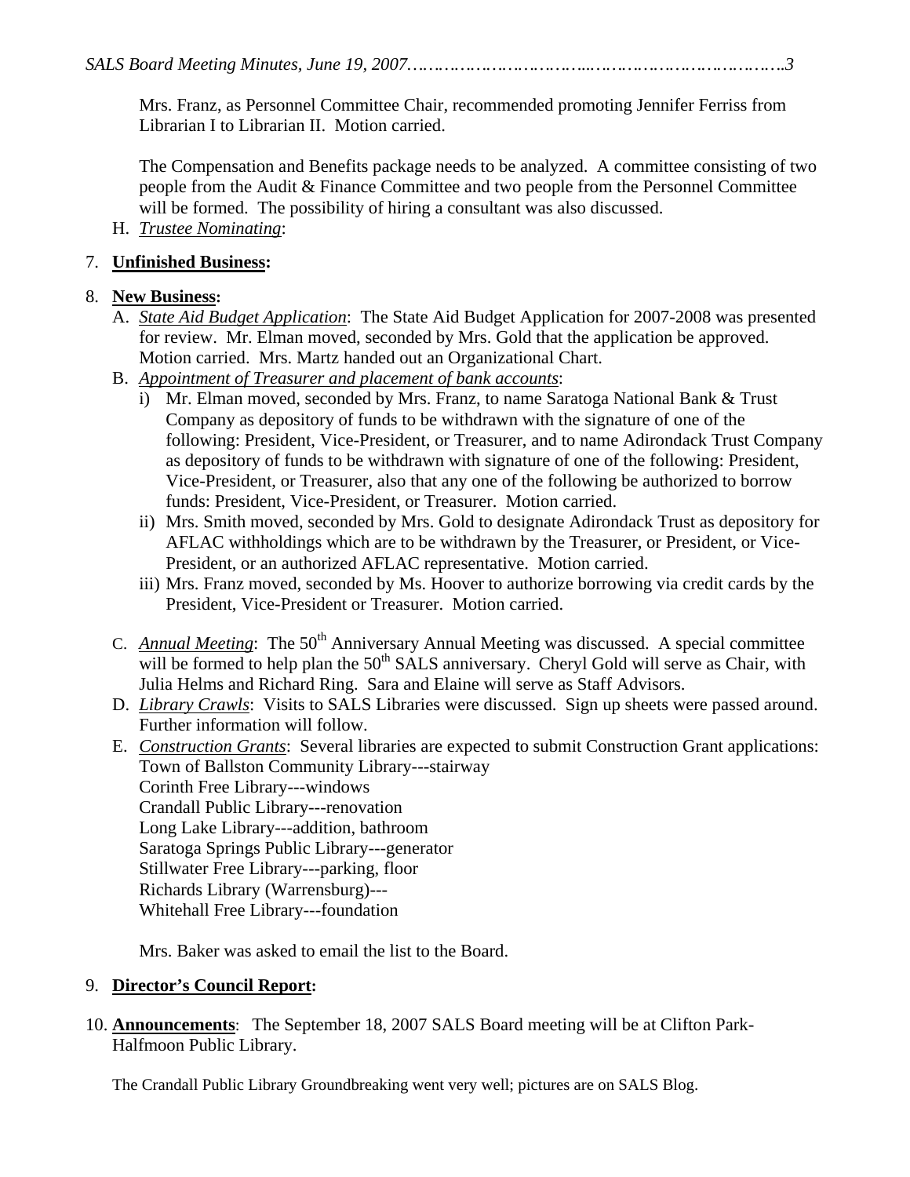Mrs. Franz, as Personnel Committee Chair, recommended promoting Jennifer Ferriss from Librarian I to Librarian II. Motion carried.

The Compensation and Benefits package needs to be analyzed. A committee consisting of two people from the Audit & Finance Committee and two people from the Personnel Committee will be formed. The possibility of hiring a consultant was also discussed.

H. *Trustee Nominating*:

7. **Unfinished Business:**

8. **New Business:**
   A. *State Aid Budget Application*: The State Aid Budget Application for 2007-2008 was presented for review. Mr. Elman moved, seconded by Mrs. Gold that the application be approved. Motion carried. Mrs. Martz handed out an Organizational Chart.
   B. *Appointment of Treasurer and placement of bank accounts*:
      i) Mr. Elman moved, seconded by Mrs. Franz, to name Saratoga National Bank & Trust Company as depository of funds to be withdrawn with the signature of one of the following: President, Vice-President, or Treasurer, and to name Adirondack Trust Company as depository of funds to be withdrawn with signature of one of the following: President, Vice-President, or Treasurer, also that any one of the following be authorized to borrow funds: President, Vice-President, or Treasurer. Motion carried.
      ii) Mrs. Smith moved, seconded by Mrs. Gold to designate Adirondack Trust as depository for AFLAC withholdings which are to be withdrawn by the Treasurer, or President, or Vice-President, or an authorized AFLAC representative. Motion carried.
      iii) Mrs. Franz moved, seconded by Ms. Hoover to authorize borrowing via credit cards by the President, Vice-President or Treasurer. Motion carried.
   C. *Annual Meeting*: The 50th Anniversary Annual Meeting was discussed. A special committee will be formed to help plan the 50th SALS anniversary. Cheryl Gold will serve as Chair, with Julia Helms and Richard Ring. Sara and Elaine will serve as Staff Advisors.
   D. *Library Crawls*: Visits to SALS Libraries were discussed. Sign up sheets were passed around. Further information will follow.
   E. *Construction Grants*: Several libraries are expected to submit Construction Grant applications:
      Town of Ballston Community Library---stairway
      Corinth Free Library---windows
      Crandall Public Library---renovation
      Long Lake Library---addition, bathroom
      Saratoga Springs Public Library---generator
      Stillwater Free Library---parking, floor
      Richards Library (Warrensburg)---
      Whitehall Free Library---foundation

      Mrs. Baker was asked to email the list to the Board.

9. **Director's Council Report:**

10. **Announcements**: The September 18, 2007 SALS Board meeting will be at Clifton Park-Halfmoon Public Library.

    The Crandall Public Library Groundbreaking went very well; pictures are on SALS Blog.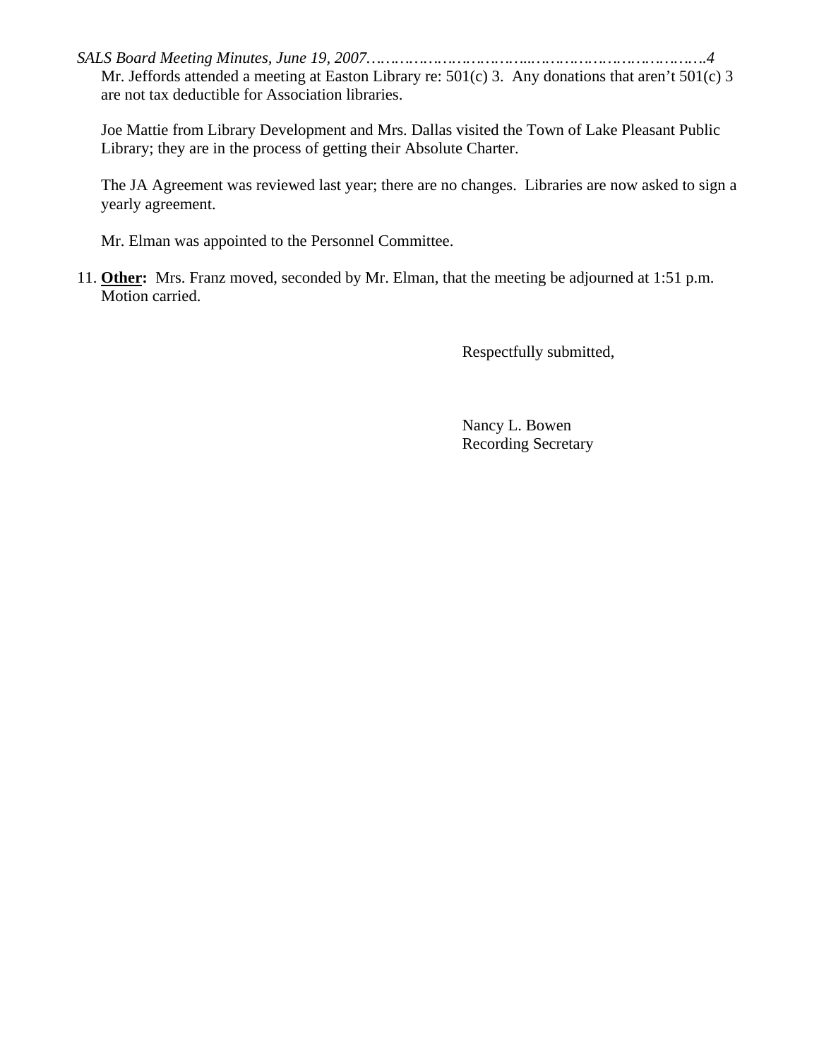Mr. Jeffords attended a meeting at Easton Library re: 501(c) 3. Any donations that aren't 501(c) 3 are not tax deductible for Association libraries.

Joe Mattie from Library Development and Mrs. Dallas visited the Town of Lake Pleasant Public Library; they are in the process of getting their Absolute Charter.

The JA Agreement was reviewed last year; there are no changes. Libraries are now asked to sign a yearly agreement.

Mr. Elman was appointed to the Personnel Committee.

11. **Other:** Mrs. Franz moved, seconded by Mr. Elman, that the meeting be adjourned at 1:51 p.m. Motion carried.

Respectfully submitted,

Nancy L. Bowen
Recording Secretary